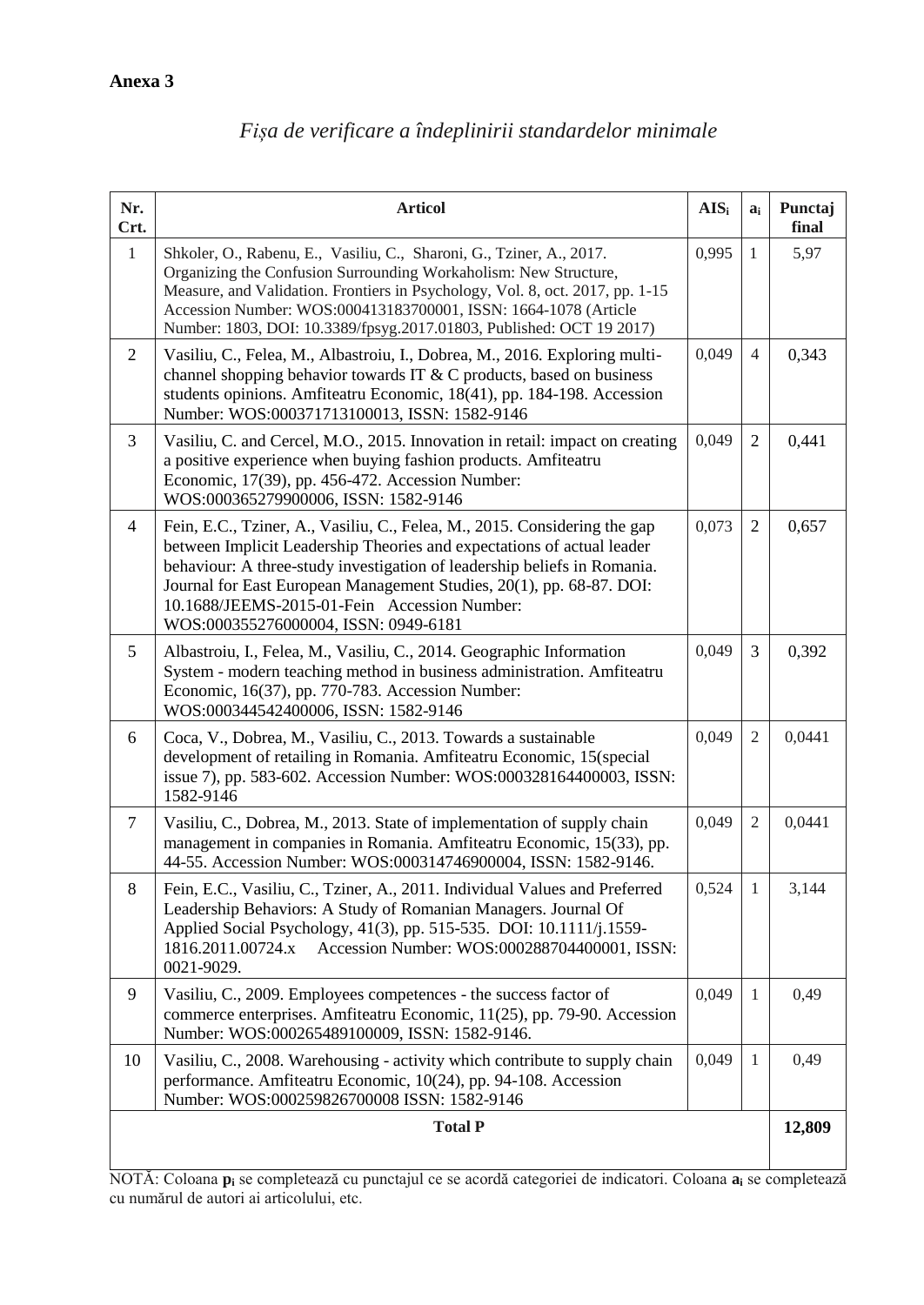**Anexa 3**

*Fișa de verificare a îndeplinirii standardelor minimale*

| Nr. Crt. | Articol | $AIS_i$ | $a_i$ | Punctaj final |
|---|---|---|---|---|
| 1 | Shkoler, O., Rabenu, E., Vasiliu, C., Sharoni, G., Tziner, A., 2017. Organizing the Confusion Surrounding Workaholism: New Structure, Measure, and Validation. Frontiers in Psychology, Vol. 8, oct. 2017, pp. 1-15 Accession Number: WOS:000413183700001, ISSN: 1664-1078 (Article Number: 1803, DOI: 10.3389/fpsyg.2017.01803, Published: OCT 19 2017) | 0,995 | 1 | 5,97 |
| 2 | Vasiliu, C., Felea, M., Albastroiu, I., Dobrea, M., 2016. Exploring multi-channel shopping behavior towards IT & C products, based on business students opinions. Amfiteatru Economic, 18(41), pp. 184-198. Accession Number: WOS:000371713100013, ISSN: 1582-9146 | 0,049 | 4 | 0,343 |
| 3 | Vasiliu, C. and Cercel, M.O., 2015. Innovation in retail: impact on creating a positive experience when buying fashion products. Amfiteatru Economic, 17(39), pp. 456-472. Accession Number: WOS:000365279900006, ISSN: 1582-9146 | 0,049 | 2 | 0,441 |
| 4 | Fein, E.C., Tziner, A., Vasiliu, C., Felea, M., 2015. Considering the gap between Implicit Leadership Theories and expectations of actual leader behaviour: A three-study investigation of leadership beliefs in Romania. Journal for East European Management Studies, 20(1), pp. 68-87. DOI: 10.1688/JEEMS-2015-01-Fein Accession Number: WOS:000355276000004, ISSN: 0949-6181 | 0,073 | 2 | 0,657 |
| 5 | Albastroiu, I., Felea, M., Vasiliu, C., 2014. Geographic Information System - modern teaching method in business administration. Amfiteatru Economic, 16(37), pp. 770-783. Accession Number: WOS:000344542400006, ISSN: 1582-9146 | 0,049 | 3 | 0,392 |
| 6 | Coca, V., Dobrea, M., Vasiliu, C., 2013. Towards a sustainable development of retailing in Romania. Amfiteatru Economic, 15(special issue 7), pp. 583-602. Accession Number: WOS:000328164400003, ISSN: 1582-9146 | 0,049 | 2 | 0,0441 |
| 7 | Vasiliu, C., Dobrea, M., 2013. State of implementation of supply chain management in companies in Romania. Amfiteatru Economic, 15(33), pp. 44-55. Accession Number: WOS:000314746900004, ISSN: 1582-9146. | 0,049 | 2 | 0,0441 |
| 8 | Fein, E.C., Vasiliu, C., Tziner, A., 2011. Individual Values and Preferred Leadership Behaviors: A Study of Romanian Managers. Journal Of Applied Social Psychology, 41(3), pp. 515-535. DOI: 10.1111/j.1559-1816.2011.00724.x Accession Number: WOS:000288704400001, ISSN: 0021-9029. | 0,524 | 1 | 3,144 |
| 9 | Vasiliu, C., 2009. Employees competences - the success factor of commerce enterprises. Amfiteatru Economic, 11(25), pp. 79-90. Accession Number: WOS:000265489100009, ISSN: 1582-9146. | 0,049 | 1 | 0,49 |
| 10 | Vasiliu, C., 2008. Warehousing - activity which contribute to supply chain performance. Amfiteatru Economic, 10(24), pp. 94-108. Accession Number: WOS:000259826700008 ISSN: 1582-9146 | 0,049 | 1 | 0,49 |
| | **Total P** | | | **12,809** |

NOTĂ: Coloana $\mathbf{p_i}$ se completează cu punctajul ce se acordă categoriei de indicatori. Coloana $\mathbf{a_i}$ se completează cu numărul de autori ai articolului, etc.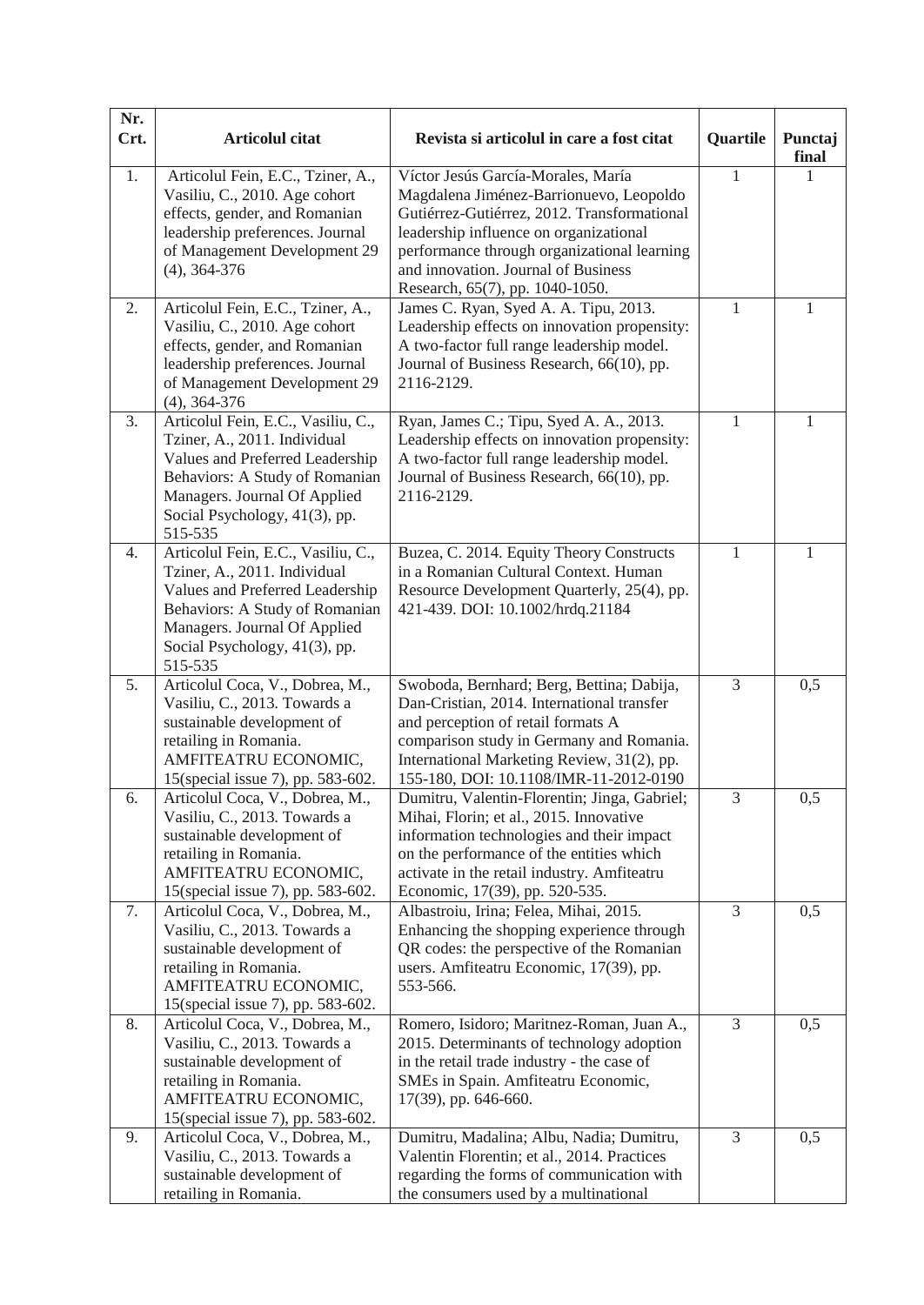| Nr. Crt. | Articolul citat | Revista si articolul in care a fost citat | Quartile | Punctaj final |
|---|---|---|---|---|
| 1. | Articolul Fein, E.C., Tziner, A., Vasiliu, C., 2010. Age cohort effects, gender, and Romanian leadership preferences. Journal of Management Development 29 (4), 364-376 | Víctor Jesús García-Morales, María Magdalena Jiménez-Barrionuevo, Leopoldo Gutiérrez-Gutiérrez, 2012. Transformational leadership influence on organizational performance through organizational learning and innovation. Journal of Business Research, 65(7), pp. 1040-1050. | 1 | 1 |
| 2. | Articolul Fein, E.C., Tziner, A., Vasiliu, C., 2010. Age cohort effects, gender, and Romanian leadership preferences. Journal of Management Development 29 (4), 364-376 | James C. Ryan, Syed A. A. Tipu, 2013. Leadership effects on innovation propensity: A two-factor full range leadership model. Journal of Business Research, 66(10), pp. 2116-2129. | 1 | 1 |
| 3. | Articolul Fein, E.C., Vasiliu, C., Tziner, A., 2011. Individual Values and Preferred Leadership Behaviors: A Study of Romanian Managers. Journal Of Applied Social Psychology, 41(3), pp. 515-535 | Ryan, James C.; Tipu, Syed A. A., 2013. Leadership effects on innovation propensity: A two-factor full range leadership model. Journal of Business Research, 66(10), pp. 2116-2129. | 1 | 1 |
| 4. | Articolul Fein, E.C., Vasiliu, C., Tziner, A., 2011. Individual Values and Preferred Leadership Behaviors: A Study of Romanian Managers. Journal Of Applied Social Psychology, 41(3), pp. 515-535 | Buzea, C. 2014. Equity Theory Constructs in a Romanian Cultural Context. Human Resource Development Quarterly, 25(4), pp. 421-439. DOI: 10.1002/hrdq.21184 | 1 | 1 |
| 5. | Articolul Coca, V., Dobrea, M., Vasiliu, C., 2013. Towards a sustainable development of retailing in Romania. AMFITEATRU ECONOMIC, 15(special issue 7), pp. 583-602. | Swoboda, Bernhard; Berg, Bettina; Dabija, Dan-Cristian, 2014. International transfer and perception of retail formats A comparison study in Germany and Romania. International Marketing Review, 31(2), pp. 155-180, DOI: 10.1108/IMR-11-2012-0190 | 3 | 0,5 |
| 6. | Articolul Coca, V., Dobrea, M., Vasiliu, C., 2013. Towards a sustainable development of retailing in Romania. AMFITEATRU ECONOMIC, 15(special issue 7), pp. 583-602. | Dumitru, Valentin-Florentin; Jinga, Gabriel; Mihai, Florin; et al., 2015. Innovative information technologies and their impact on the performance of the entities which activate in the retail industry. Amfiteatru Economic, 17(39), pp. 520-535. | 3 | 0,5 |
| 7. | Articolul Coca, V., Dobrea, M., Vasiliu, C., 2013. Towards a sustainable development of retailing in Romania. AMFITEATRU ECONOMIC, 15(special issue 7), pp. 583-602. | Albastroiu, Irina; Felea, Mihai, 2015. Enhancing the shopping experience through QR codes: the perspective of the Romanian users. Amfiteatru Economic, 17(39), pp. 553-566. | 3 | 0,5 |
| 8. | Articolul Coca, V., Dobrea, M., Vasiliu, C., 2013. Towards a sustainable development of retailing in Romania. AMFITEATRU ECONOMIC, 15(special issue 7), pp. 583-602. | Romero, Isidoro; Maritnez-Roman, Juan A., 2015. Determinants of technology adoption in the retail trade industry - the case of SMEs in Spain. Amfiteatru Economic, 17(39), pp. 646-660. | 3 | 0,5 |
| 9. | Articolul Coca, V., Dobrea, M., Vasiliu, C., 2013. Towards a sustainable development of retailing in Romania. | Dumitru, Madalina; Albu, Nadia; Dumitru, Valentin Florentin; et al., 2014. Practices regarding the forms of communication with the consumers used by a multinational | 3 | 0,5 |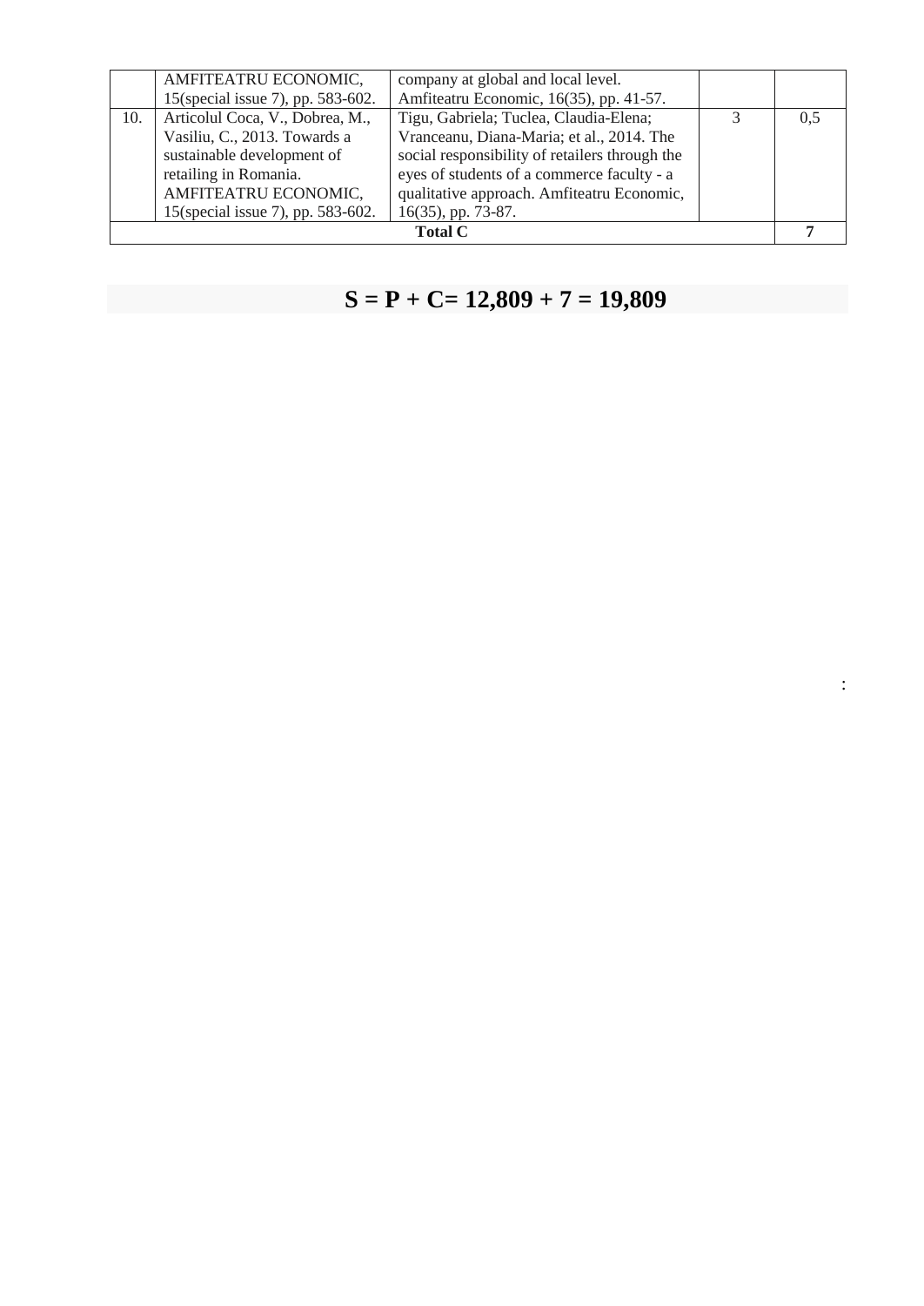| | | | | |
|---|---|---|---|---|
| | AMFITEATRU ECONOMIC, 15(special issue 7), pp. 583-602. | company at global and local level. Amfiteatru Economic, 16(35), pp. 41-57. | | |
| 10. | Articolul Coca, V., Dobrea, M., Vasiliu, C., 2013. Towards a sustainable development of retailing in Romania. AMFITEATRU ECONOMIC, 15(special issue 7), pp. 583-602. | Tigu, Gabriela; Tuclea, Claudia-Elena; Vranceanu, Diana-Maria; et al., 2014. The social responsibility of retailers through the eyes of students of a commerce faculty - a qualitative approach. Amfiteatru Economic, 16(35), pp. 73-87. | 3 | 0,5 |
| **Total C** | | | | **7** |

**S = P + C= 12,809 + 7 = 19,809**

: